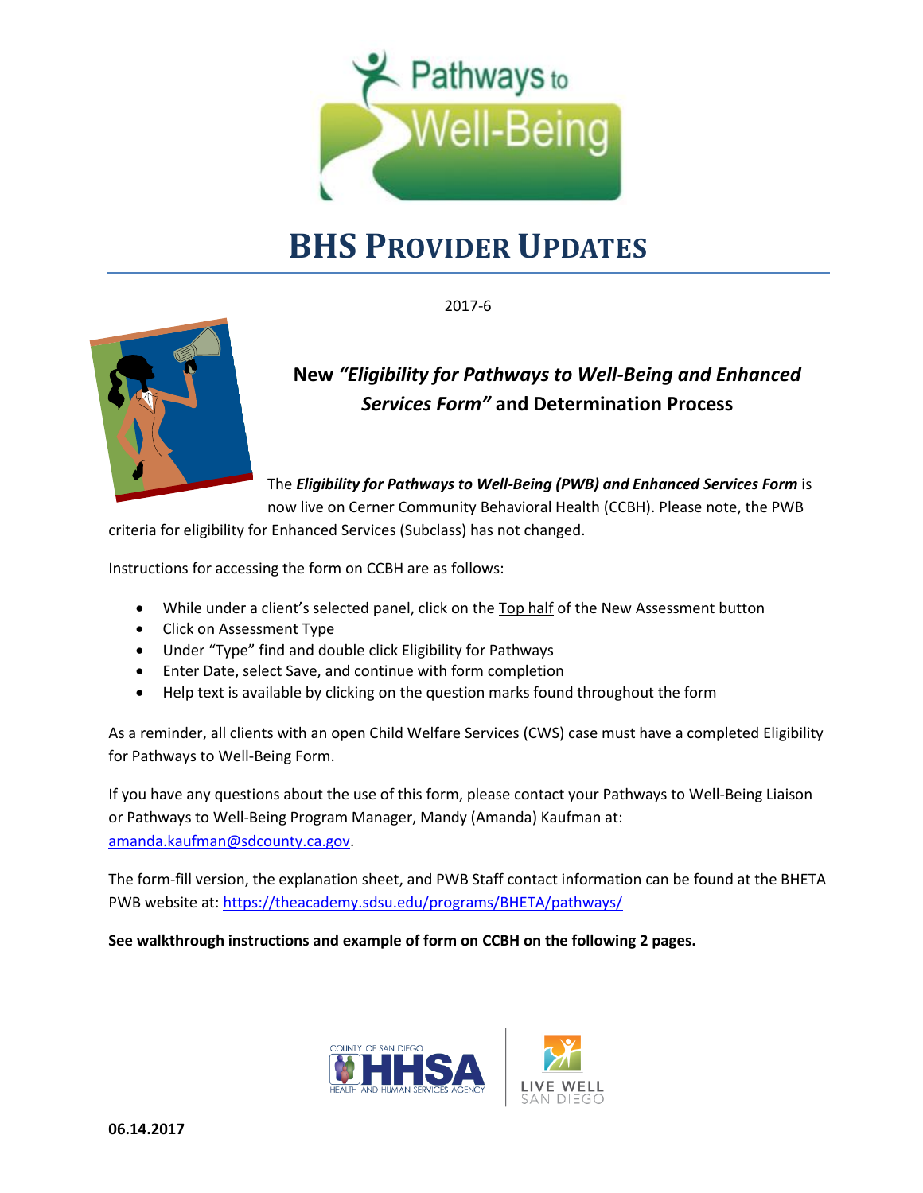# BHS PROVIDER UPDATES

2017-6

## New *"Eligibility for Pathways to Well-Being and Enhanced Services Form"* and Determination Process

The ***Eligibility for Pathways to Well-Being (PWB) and Enhanced Services Form*** is now live on Cerner Community Behavioral Health (CCBH). Please note, the PWB criteria for eligibility for Enhanced Services (Subclass) has not changed.

Instructions for accessing the form on CCBH are as follows:

- While under a client's selected panel, click on the Top half of the New Assessment button
- Click on Assessment Type
- Under "Type" find and double click Eligibility for Pathways
- Enter Date, select Save, and continue with form completion
- Help text is available by clicking on the question marks found throughout the form

As a reminder, all clients with an open Child Welfare Services (CWS) case must have a completed Eligibility for Pathways to Well-Being Form.

If you have any questions about the use of this form, please contact your Pathways to Well-Being Liaison or Pathways to Well-Being Program Manager, Mandy (Amanda) Kaufman at: amanda.kaufman@sdcounty.ca.gov.

The form-fill version, the explanation sheet, and PWB Staff contact information can be found at the BHETA PWB website at: https://theacademy.sdsu.edu/programs/BHETA/pathways/

**See walkthrough instructions and example of form on CCBH on the following 2 pages.**

**06.14.2017**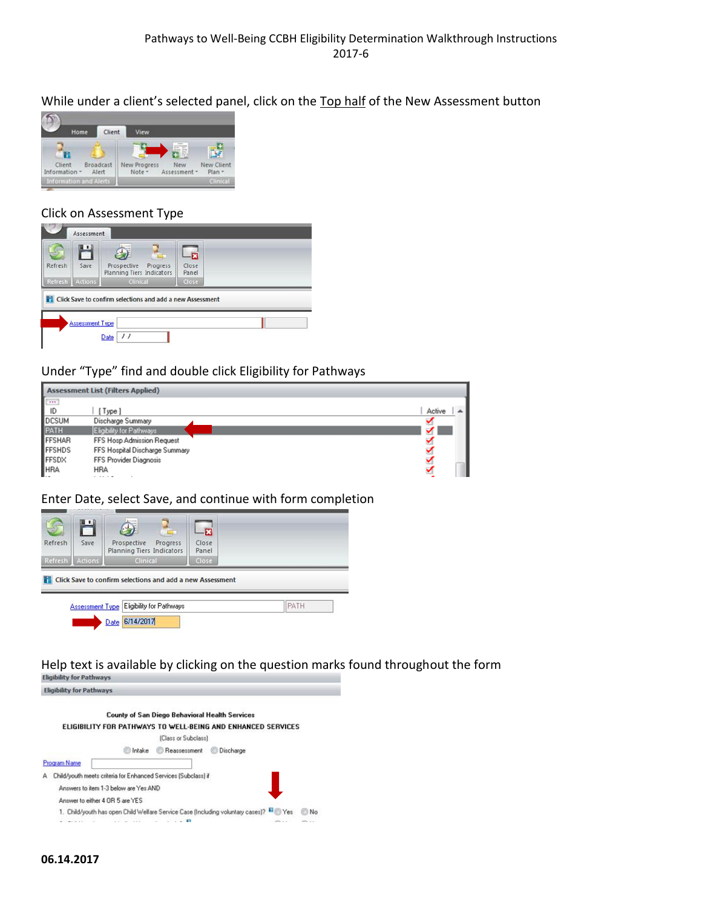Pathways to Well-Being CCBH Eligibility Determination Walkthrough Instructions
2017-6

While under a client's selected panel, click on the Top half of the New Assessment button

Click on Assessment Type

Under "Type" find and double click Eligibility for Pathways

Enter Date, select Save, and continue with form completion

Help text is available by clicking on the question marks found throughout the form

**06.14.2017**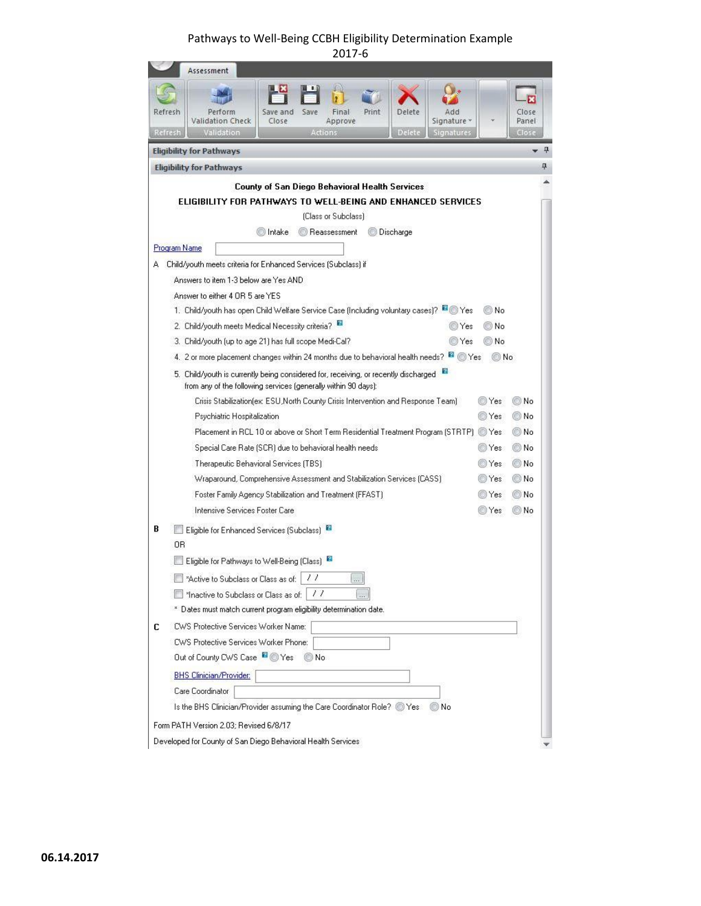Pathways to Well-Being CCBH Eligibility Determination Example
2017-6

Assessment

Refresh | Perform Validation Check | Save and Close | Save | Final Approve | Print | Delete | Add Signature | Close Panel

Refresh | Validation | Actions | Delete | Signatures | Close

**Eligibility for Pathways**

**Eligibility for Pathways**

**County of San Diego Behavioral Health Services**

**ELIGIBILITY FOR PATHWAYS TO WELL-BEING AND ENHANCED SERVICES**

(Class or Subclass)

◯ Intake ◯ Reassessment ◯ Discharge

Program Name

A Child/youth meets criteria for Enhanced Services (Subclass) if

Answers to item 1-3 below are Yes AND

Answer to either 4 OR 5 are YES

1. Child/youth has open Child Welfare Service Case (Including voluntary cases)? ◯ Yes ◯ No
2. Child/youth meets Medical Necessity criteria? ◯ Yes ◯ No
3. Child/youth (up to age 21) has full scope Medi-Cal? ◯ Yes ◯ No
4. 2 or more placement changes within 24 months due to behavioral health needs? ◯ Yes ◯ No
5. Child/youth is currently being considered for, receiving, or recently discharged from any of the following services (generally within 90 days):

| | | |
|---|---|---|
| Crisis Stabilization(ex: ESU,North County Crisis Intervention and Response Team) | ◯ Yes | ◯ No |
| Psychiatric Hospitalization | ◯ Yes | ◯ No |
| Placement in RCL 10 or above or Short Term Residential Treatment Program (STRTP) | ◯ Yes | ◯ No |
| Special Care Rate (SCR) due to behavioral health needs | ◯ Yes | ◯ No |
| Therapeutic Behavioral Services (TBS) | ◯ Yes | ◯ No |
| Wraparound, Comprehensive Assessment and Stabilization Services (CASS) | ◯ Yes | ◯ No |
| Foster Family Agency Stabilization and Treatment (FFAST) | ◯ Yes | ◯ No |
| Intensive Services Foster Care | ◯ Yes | ◯ No |

B ☐ Eligible for Enhanced Services (Subclass)

OR

☐ Eligible for Pathways to Well-Being (Class)

☐ *Active to Subclass or Class as of: / /

☐ *Inactive to Subclass or Class as of: / /

* Dates must match current program eligibility determination date.

C CWS Protective Services Worker Name:

CWS Protective Services Worker Phone:

Out of County CWS Case ◯ Yes ◯ No

BHS Clinician/Provider:

Care Coordinator

Is the BHS Clinician/Provider assuming the Care Coordinator Role? ◯ Yes ◯ No

Form PATH Version 2.03; Revised 6/8/17

Developed for County of San Diego Behavioral Health Services

**06.14.2017**